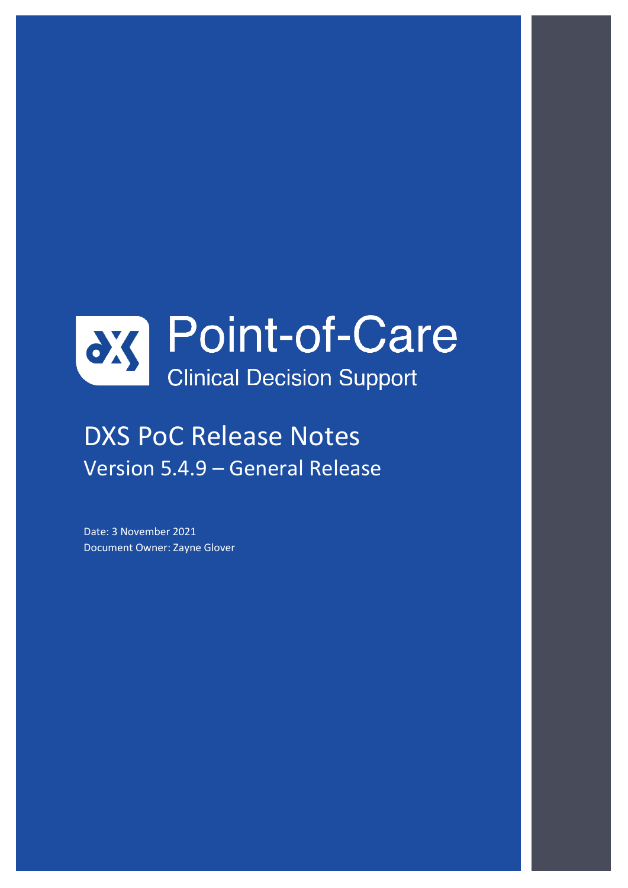# Point-of-Care

Clinical Decision Support

## DXS PoC Release Notes

### Version 5.4.9 – General Release

Date: 3 November 2021
Document Owner: Zayne Glover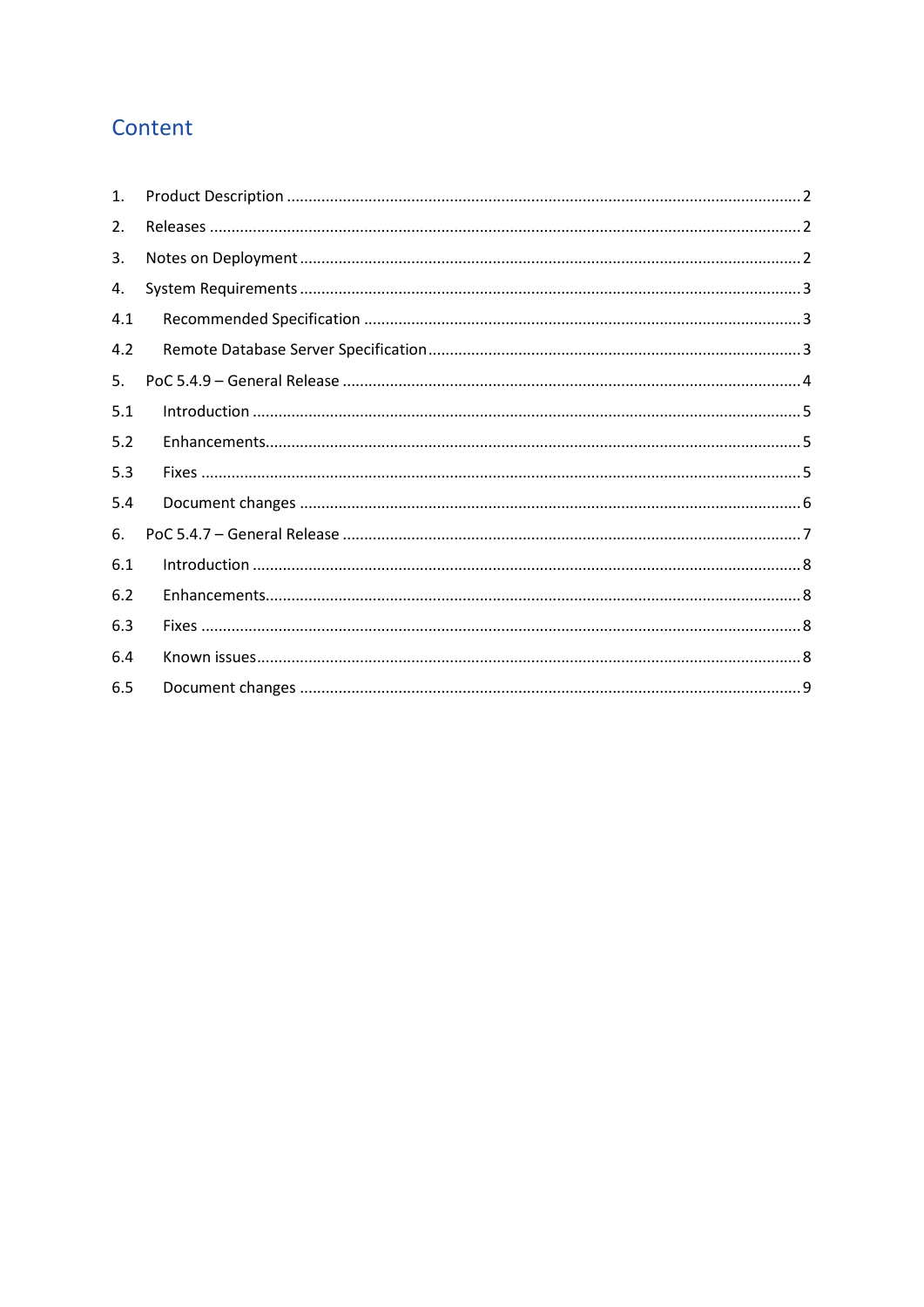# Content

| | | |
|---|---|---|
| 1. | Product Description | 2 |
| 2. | Releases | 2 |
| 3. | Notes on Deployment | 2 |
| 4. | System Requirements | 3 |
| 4.1 | Recommended Specification | 3 |
| 4.2 | Remote Database Server Specification | 3 |
| 5. | PoC 5.4.9 – General Release | 4 |
| 5.1 | Introduction | 5 |
| 5.2 | Enhancements | 5 |
| 5.3 | Fixes | 5 |
| 5.4 | Document changes | 6 |
| 6. | PoC 5.4.7 – General Release | 7 |
| 6.1 | Introduction | 8 |
| 6.2 | Enhancements | 8 |
| 6.3 | Fixes | 8 |
| 6.4 | Known issues | 8 |
| 6.5 | Document changes | 9 |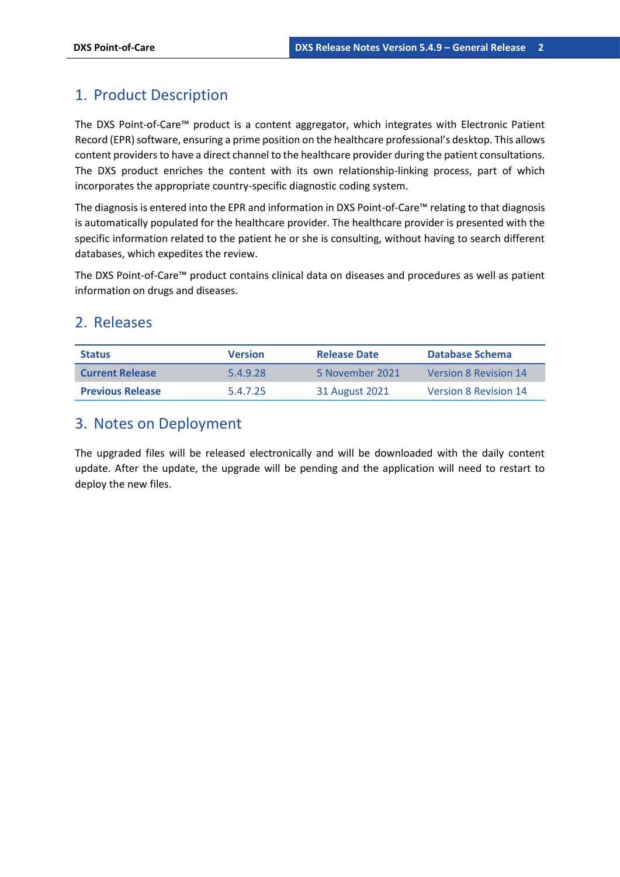# 1. Product Description

The DXS Point-of-Care™ product is a content aggregator, which integrates with Electronic Patient Record (EPR) software, ensuring a prime position on the healthcare professional's desktop. This allows content providers to have a direct channel to the healthcare provider during the patient consultations. The DXS product enriches the content with its own relationship-linking process, part of which incorporates the appropriate country-specific diagnostic coding system.

The diagnosis is entered into the EPR and information in DXS Point-of-Care™ relating to that diagnosis is automatically populated for the healthcare provider. The healthcare provider is presented with the specific information related to the patient he or she is consulting, without having to search different databases, which expedites the review.

The DXS Point-of-Care™ product contains clinical data on diseases and procedures as well as patient information on drugs and diseases.

# 2. Releases

| Status | Version | Release Date | Database Schema |
|---|---|---|---|
| **Current Release** | 5.4.9.28 | 5 November 2021 | Version 8 Revision 14 |
| **Previous Release** | 5.4.7.25 | 31 August 2021 | Version 8 Revision 14 |

# 3. Notes on Deployment

The upgraded files will be released electronically and will be downloaded with the daily content update. After the update, the upgrade will be pending and the application will need to restart to deploy the new files.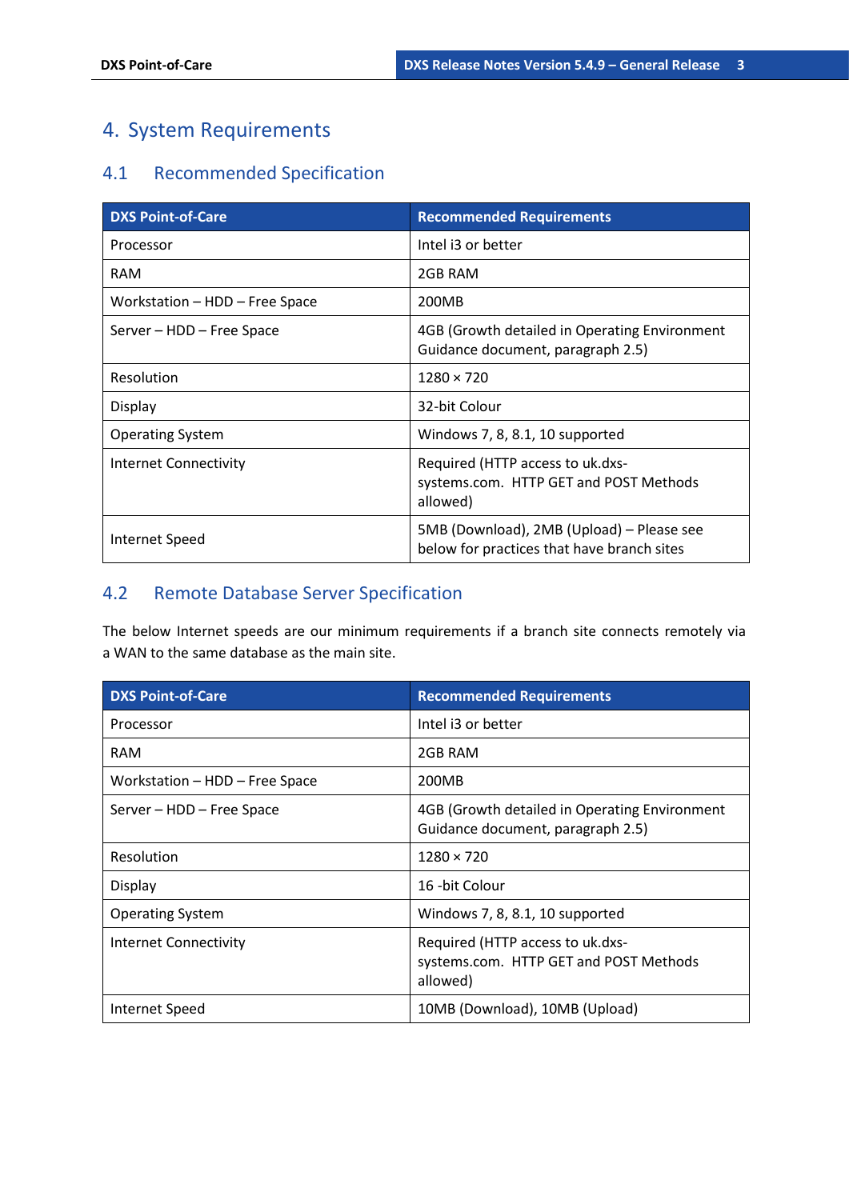# 4. System Requirements

## 4.1 Recommended Specification

| DXS Point-of-Care | Recommended Requirements |
| --- | --- |
| Processor | Intel i3 or better |
| RAM | 2GB RAM |
| Workstation – HDD – Free Space | 200MB |
| Server – HDD – Free Space | 4GB (Growth detailed in Operating Environment Guidance document, paragraph 2.5) |
| Resolution | 1280 × 720 |
| Display | 32-bit Colour |
| Operating System | Windows 7, 8, 8.1, 10 supported |
| Internet Connectivity | Required (HTTP access to uk.dxs-systems.com. HTTP GET and POST Methods allowed) |
| Internet Speed | 5MB (Download), 2MB (Upload) – Please see below for practices that have branch sites |

## 4.2 Remote Database Server Specification

The below Internet speeds are our minimum requirements if a branch site connects remotely via a WAN to the same database as the main site.

| DXS Point-of-Care | Recommended Requirements |
| --- | --- |
| Processor | Intel i3 or better |
| RAM | 2GB RAM |
| Workstation – HDD – Free Space | 200MB |
| Server – HDD – Free Space | 4GB (Growth detailed in Operating Environment Guidance document, paragraph 2.5) |
| Resolution | 1280 × 720 |
| Display | 16 -bit Colour |
| Operating System | Windows 7, 8, 8.1, 10 supported |
| Internet Connectivity | Required (HTTP access to uk.dxs-systems.com. HTTP GET and POST Methods allowed) |
| Internet Speed | 10MB (Download), 10MB (Upload) |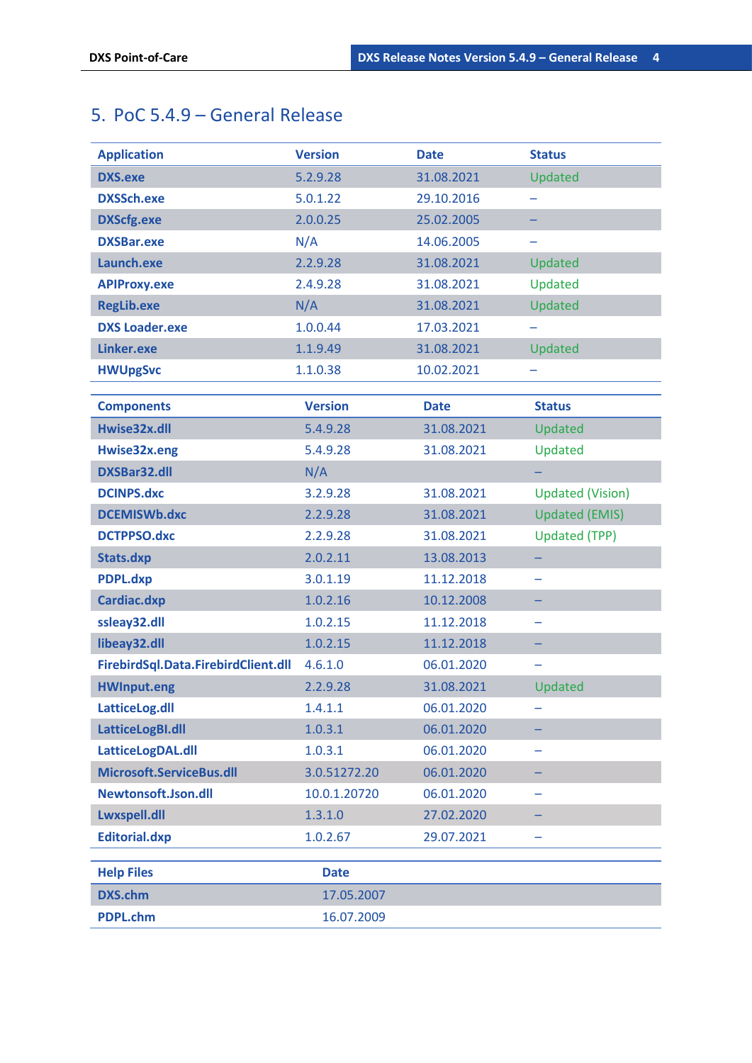## 5. PoC 5.4.9 – General Release

| Application | Version | Date | Status |
|---|---|---|---|
| **DXS.exe** | 5.2.9.28 | 31.08.2021 | Updated |
| **DXSSch.exe** | 5.0.1.22 | 29.10.2016 | – |
| **DXScfg.exe** | 2.0.0.25 | 25.02.2005 | – |
| **DXSBar.exe** | N/A | 14.06.2005 | – |
| **Launch.exe** | 2.2.9.28 | 31.08.2021 | Updated |
| **APIProxy.exe** | 2.4.9.28 | 31.08.2021 | Updated |
| **RegLib.exe** | N/A | 31.08.2021 | Updated |
| **DXS Loader.exe** | 1.0.0.44 | 17.03.2021 | – |
| **Linker.exe** | 1.1.9.49 | 31.08.2021 | Updated |
| **HWUpgSvc** | 1.1.0.38 | 10.02.2021 | – |

| Components | Version | Date | Status |
|---|---|---|---|
| **Hwise32x.dll** | 5.4.9.28 | 31.08.2021 | Updated |
| **Hwise32x.eng** | 5.4.9.28 | 31.08.2021 | Updated |
| **DXSBar32.dll** | N/A | | – |
| **DCINPS.dxc** | 3.2.9.28 | 31.08.2021 | Updated (Vision) |
| **DCEMISWb.dxc** | 2.2.9.28 | 31.08.2021 | Updated (EMIS) |
| **DCTPPSO.dxc** | 2.2.9.28 | 31.08.2021 | Updated (TPP) |
| **Stats.dxp** | 2.0.2.11 | 13.08.2013 | – |
| **PDPL.dxp** | 3.0.1.19 | 11.12.2018 | – |
| **Cardiac.dxp** | 1.0.2.16 | 10.12.2008 | – |
| **ssleay32.dll** | 1.0.2.15 | 11.12.2018 | – |
| **libeay32.dll** | 1.0.2.15 | 11.12.2018 | – |
| **FirebirdSql.Data.FirebirdClient.dll** | 4.6.1.0 | 06.01.2020 | – |
| **HWInput.eng** | 2.2.9.28 | 31.08.2021 | Updated |
| **LatticeLog.dll** | 1.4.1.1 | 06.01.2020 | – |
| **LatticeLogBI.dll** | 1.0.3.1 | 06.01.2020 | – |
| **LatticeLogDAL.dll** | 1.0.3.1 | 06.01.2020 | – |
| **Microsoft.ServiceBus.dll** | 3.0.51272.20 | 06.01.2020 | – |
| **Newtonsoft.Json.dll** | 10.0.1.20720 | 06.01.2020 | – |
| **Lwxspell.dll** | 1.3.1.0 | 27.02.2020 | – |
| **Editorial.dxp** | 1.0.2.67 | 29.07.2021 | – |

| Help Files | Date |
|---|---|
| **DXS.chm** | 17.05.2007 |
| **PDPL.chm** | 16.07.2009 |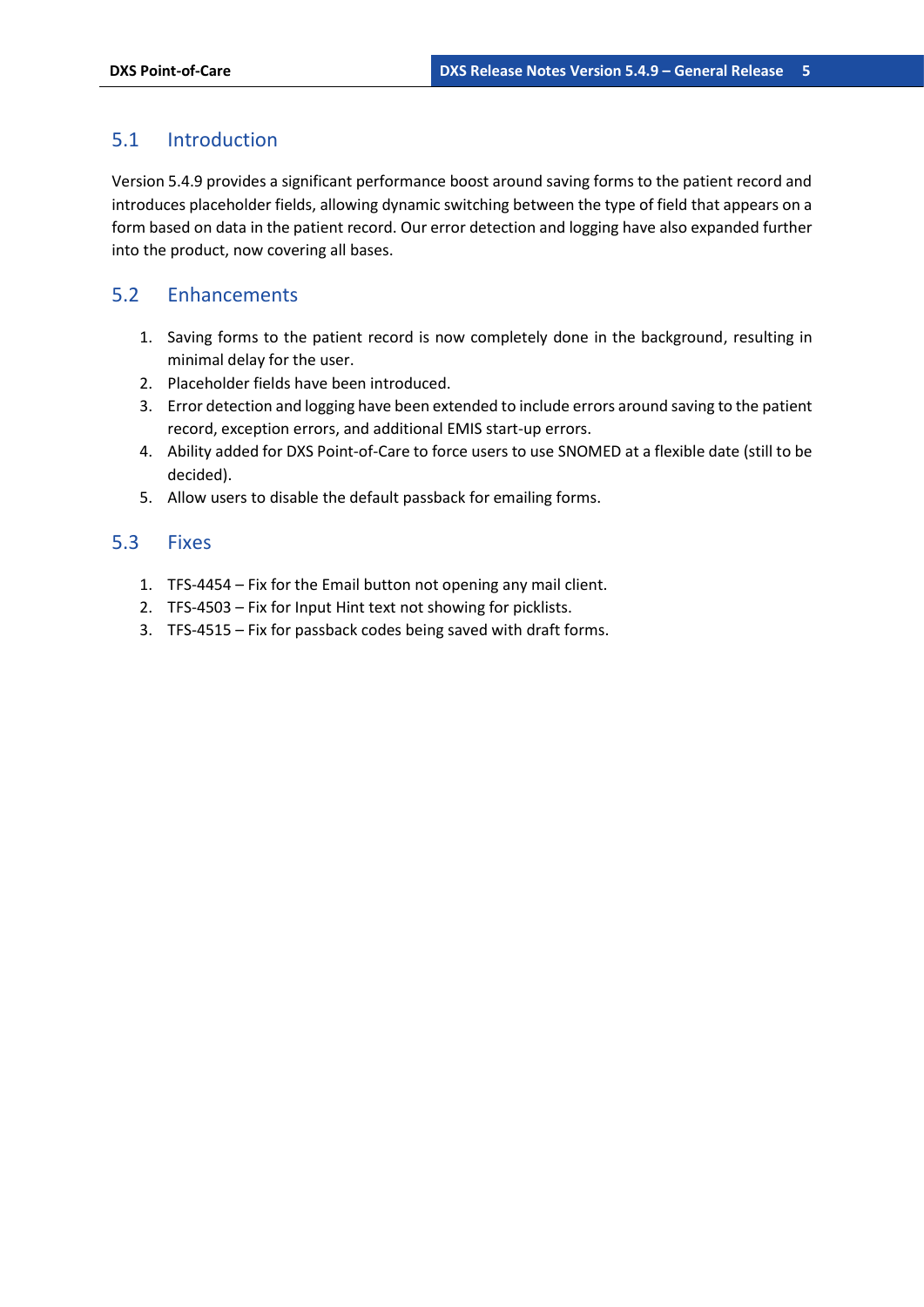## 5.1 Introduction

Version 5.4.9 provides a significant performance boost around saving forms to the patient record and introduces placeholder fields, allowing dynamic switching between the type of field that appears on a form based on data in the patient record. Our error detection and logging have also expanded further into the product, now covering all bases.

## 5.2 Enhancements

1. Saving forms to the patient record is now completely done in the background, resulting in minimal delay for the user.
2. Placeholder fields have been introduced.
3. Error detection and logging have been extended to include errors around saving to the patient record, exception errors, and additional EMIS start-up errors.
4. Ability added for DXS Point-of-Care to force users to use SNOMED at a flexible date (still to be decided).
5. Allow users to disable the default passback for emailing forms.

## 5.3 Fixes

1. TFS-4454 – Fix for the Email button not opening any mail client.
2. TFS-4503 – Fix for Input Hint text not showing for picklists.
3. TFS-4515 – Fix for passback codes being saved with draft forms.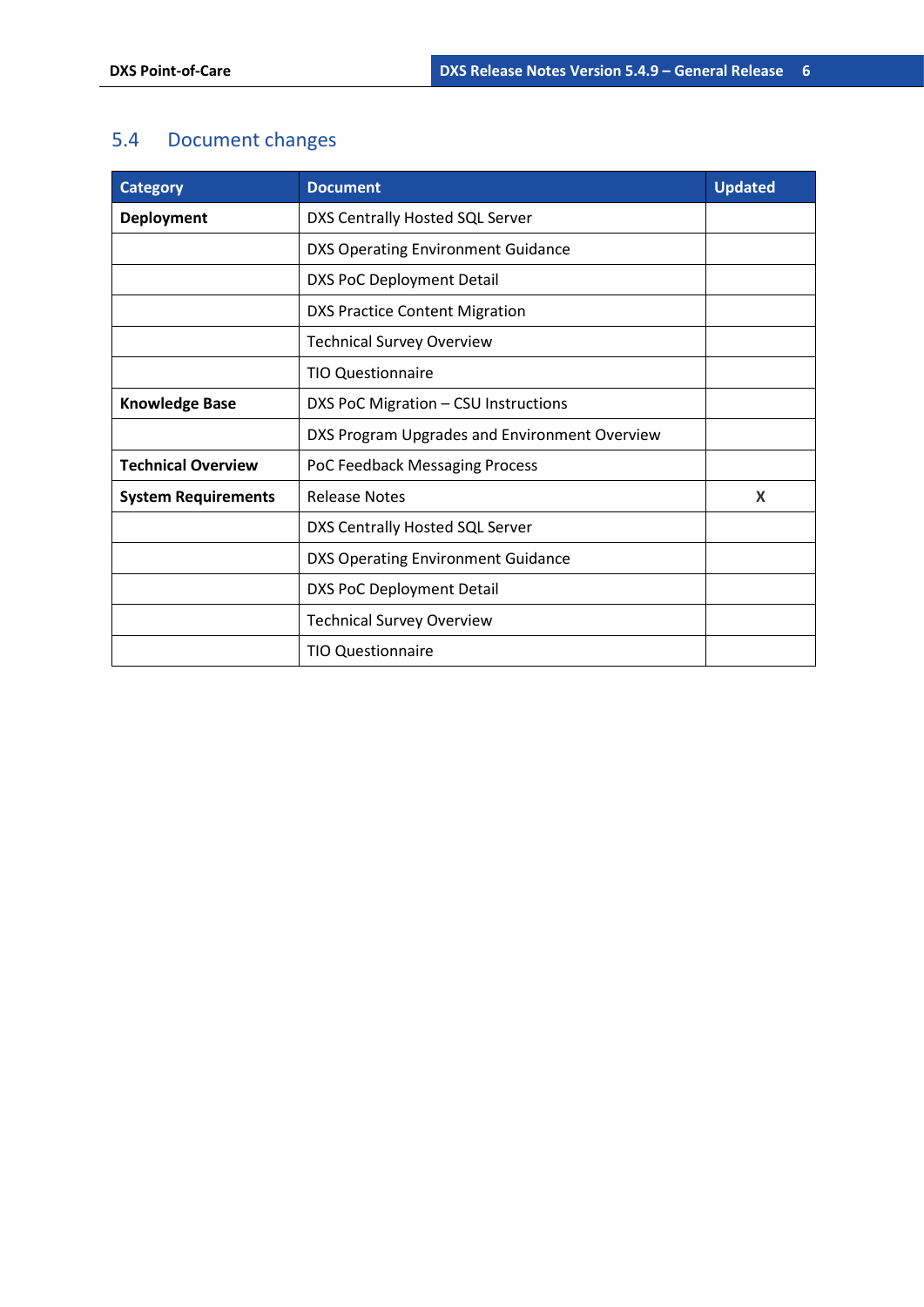## 5.4 Document changes

| Category | Document | Updated |
|---|---|---|
| **Deployment** | DXS Centrally Hosted SQL Server | |
| | DXS Operating Environment Guidance | |
| | DXS PoC Deployment Detail | |
| | DXS Practice Content Migration | |
| | Technical Survey Overview | |
| | TIO Questionnaire | |
| **Knowledge Base** | DXS PoC Migration – CSU Instructions | |
| | DXS Program Upgrades and Environment Overview | |
| **Technical Overview** | PoC Feedback Messaging Process | |
| **System Requirements** | Release Notes | X |
| | DXS Centrally Hosted SQL Server | |
| | DXS Operating Environment Guidance | |
| | DXS PoC Deployment Detail | |
| | Technical Survey Overview | |
| | TIO Questionnaire | |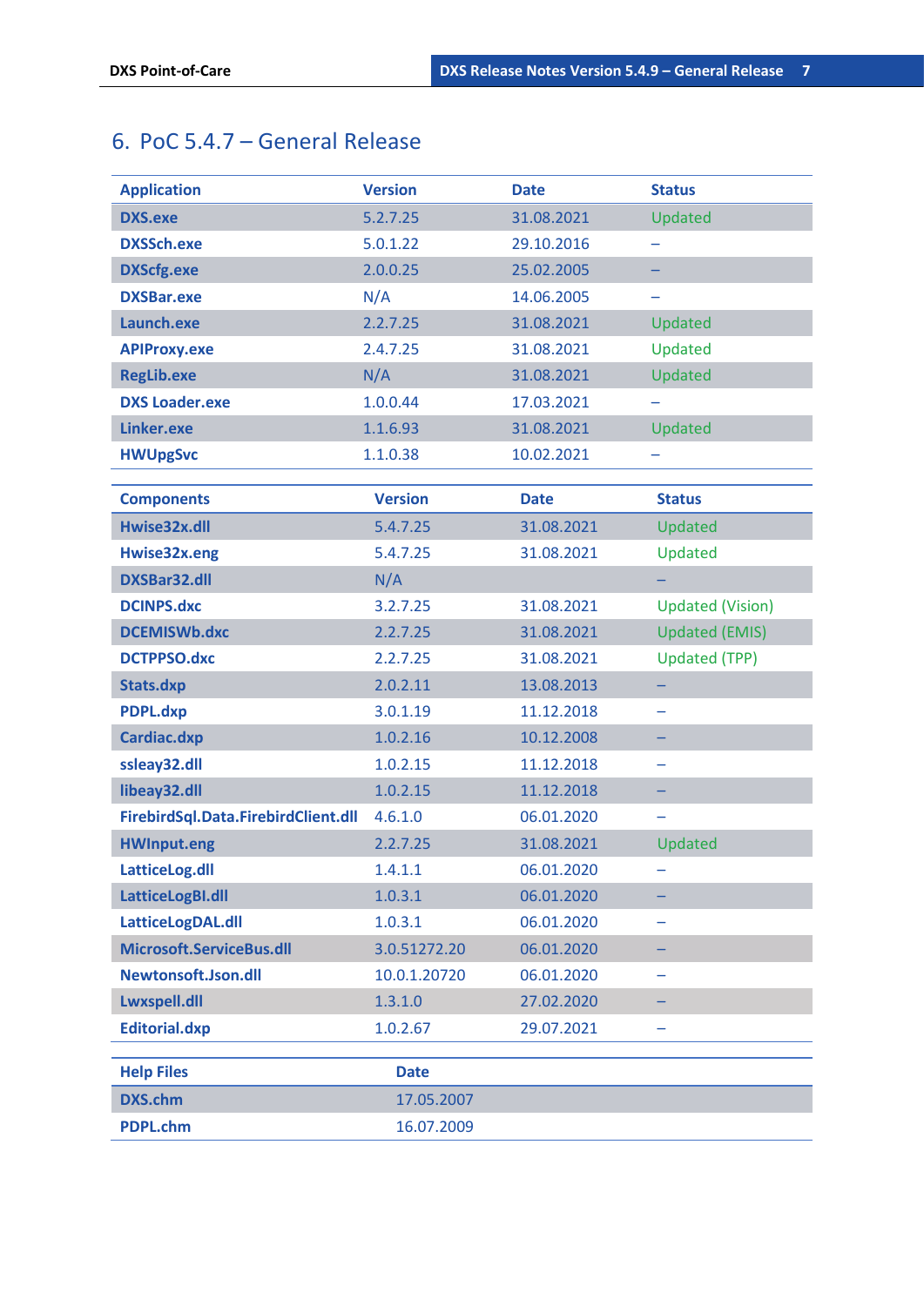## 6. PoC 5.4.7 – General Release

| Application | Version | Date | Status |
|---|---|---|---|
| DXS.exe | 5.2.7.25 | 31.08.2021 | Updated |
| DXSSch.exe | 5.0.1.22 | 29.10.2016 | – |
| DXScfg.exe | 2.0.0.25 | 25.02.2005 | – |
| DXSBar.exe | N/A | 14.06.2005 | – |
| Launch.exe | 2.2.7.25 | 31.08.2021 | Updated |
| APIProxy.exe | 2.4.7.25 | 31.08.2021 | Updated |
| RegLib.exe | N/A | 31.08.2021 | Updated |
| DXS Loader.exe | 1.0.0.44 | 17.03.2021 | – |
| Linker.exe | 1.1.6.93 | 31.08.2021 | Updated |
| HWUpgSvc | 1.1.0.38 | 10.02.2021 | – |

| Components | Version | Date | Status |
|---|---|---|---|
| Hwise32x.dll | 5.4.7.25 | 31.08.2021 | Updated |
| Hwise32x.eng | 5.4.7.25 | 31.08.2021 | Updated |
| DXSBar32.dll | N/A | | – |
| DCINPS.dxc | 3.2.7.25 | 31.08.2021 | Updated (Vision) |
| DCEMISWb.dxc | 2.2.7.25 | 31.08.2021 | Updated (EMIS) |
| DCTPPSO.dxc | 2.2.7.25 | 31.08.2021 | Updated (TPP) |
| Stats.dxp | 2.0.2.11 | 13.08.2013 | – |
| PDPL.dxp | 3.0.1.19 | 11.12.2018 | – |
| Cardiac.dxp | 1.0.2.16 | 10.12.2008 | – |
| ssleay32.dll | 1.0.2.15 | 11.12.2018 | – |
| libeay32.dll | 1.0.2.15 | 11.12.2018 | – |
| FirebirdSql.Data.FirebirdClient.dll | 4.6.1.0 | 06.01.2020 | – |
| HWInput.eng | 2.2.7.25 | 31.08.2021 | Updated |
| LatticeLog.dll | 1.4.1.1 | 06.01.2020 | – |
| LatticeLogBI.dll | 1.0.3.1 | 06.01.2020 | – |
| LatticeLogDAL.dll | 1.0.3.1 | 06.01.2020 | – |
| Microsoft.ServiceBus.dll | 3.0.51272.20 | 06.01.2020 | – |
| Newtonsoft.Json.dll | 10.0.1.20720 | 06.01.2020 | – |
| Lwxspell.dll | 1.3.1.0 | 27.02.2020 | – |
| Editorial.dxp | 1.0.2.67 | 29.07.2021 | – |

| Help Files | Date |
|---|---|
| DXS.chm | 17.05.2007 |
| PDPL.chm | 16.07.2009 |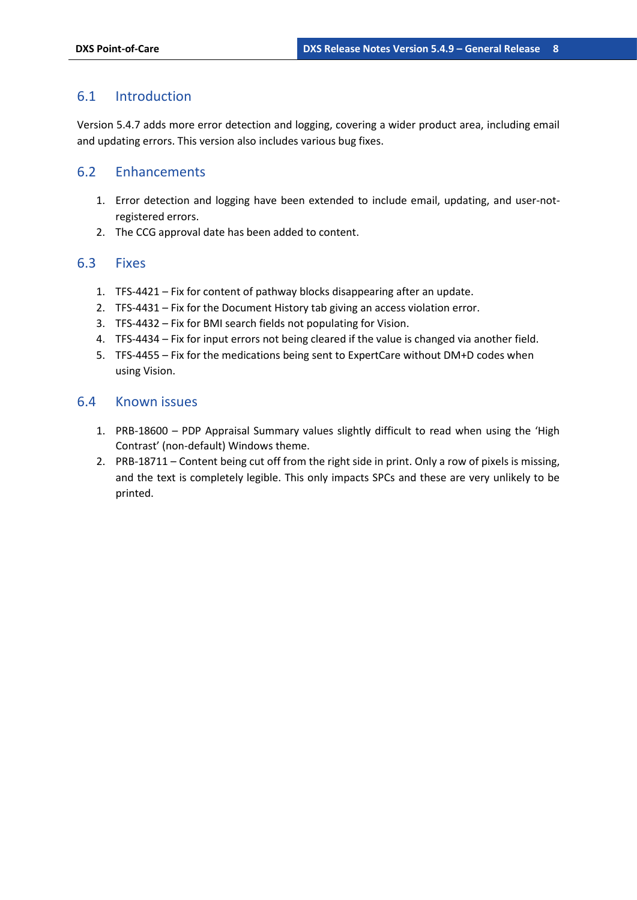## 6.1 Introduction

Version 5.4.7 adds more error detection and logging, covering a wider product area, including email and updating errors. This version also includes various bug fixes.

## 6.2 Enhancements

1. Error detection and logging have been extended to include email, updating, and user-not-registered errors.
2. The CCG approval date has been added to content.

## 6.3 Fixes

1. TFS-4421 – Fix for content of pathway blocks disappearing after an update.
2. TFS-4431 – Fix for the Document History tab giving an access violation error.
3. TFS-4432 – Fix for BMI search fields not populating for Vision.
4. TFS-4434 – Fix for input errors not being cleared if the value is changed via another field.
5. TFS-4455 – Fix for the medications being sent to ExpertCare without DM+D codes when using Vision.

## 6.4 Known issues

1. PRB-18600 – PDP Appraisal Summary values slightly difficult to read when using the 'High Contrast' (non-default) Windows theme.
2. PRB-18711 – Content being cut off from the right side in print. Only a row of pixels is missing, and the text is completely legible. This only impacts SPCs and these are very unlikely to be printed.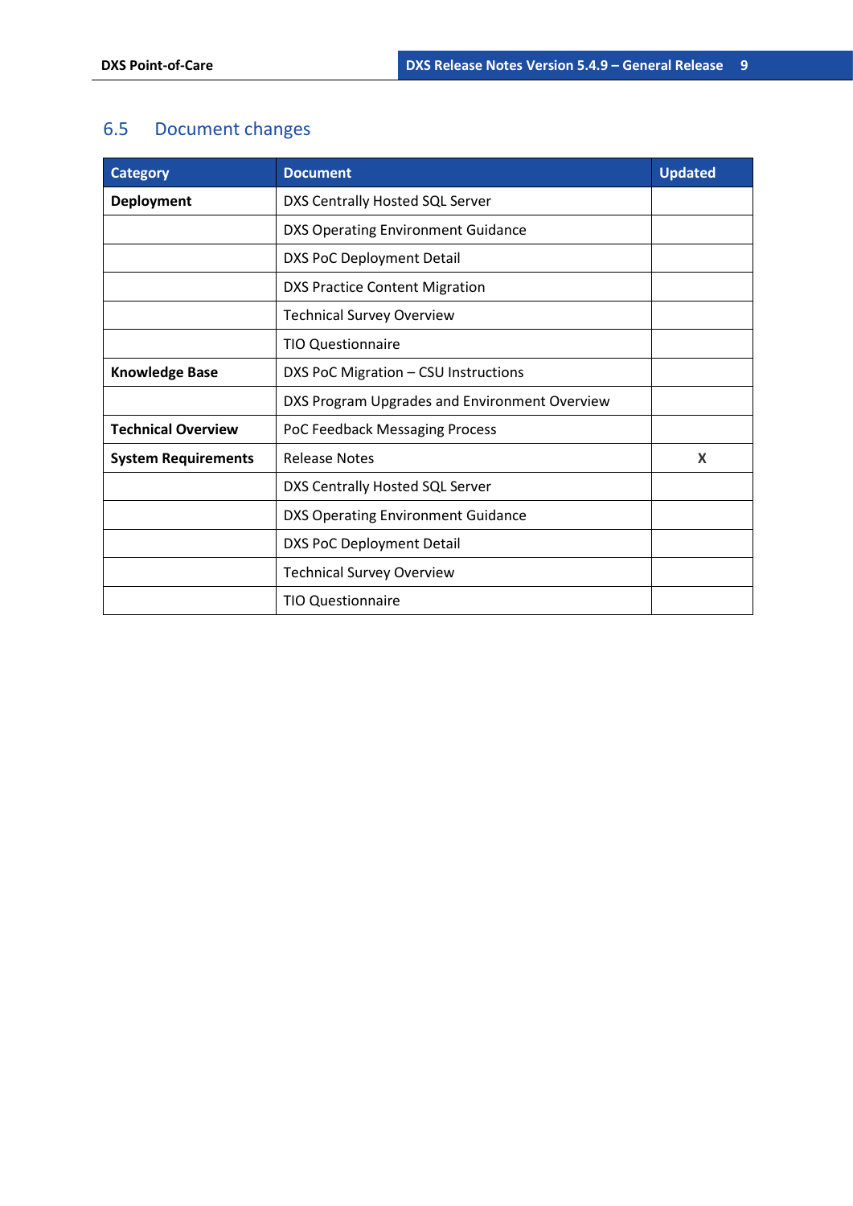## 6.5 Document changes

| Category | Document | Updated |
|---|---|---|
| **Deployment** | DXS Centrally Hosted SQL Server | |
| | DXS Operating Environment Guidance | |
| | DXS PoC Deployment Detail | |
| | DXS Practice Content Migration | |
| | Technical Survey Overview | |
| | TIO Questionnaire | |
| **Knowledge Base** | DXS PoC Migration – CSU Instructions | |
| | DXS Program Upgrades and Environment Overview | |
| **Technical Overview** | PoC Feedback Messaging Process | |
| **System Requirements** | Release Notes | X |
| | DXS Centrally Hosted SQL Server | |
| | DXS Operating Environment Guidance | |
| | DXS PoC Deployment Detail | |
| | Technical Survey Overview | |
| | TIO Questionnaire | |